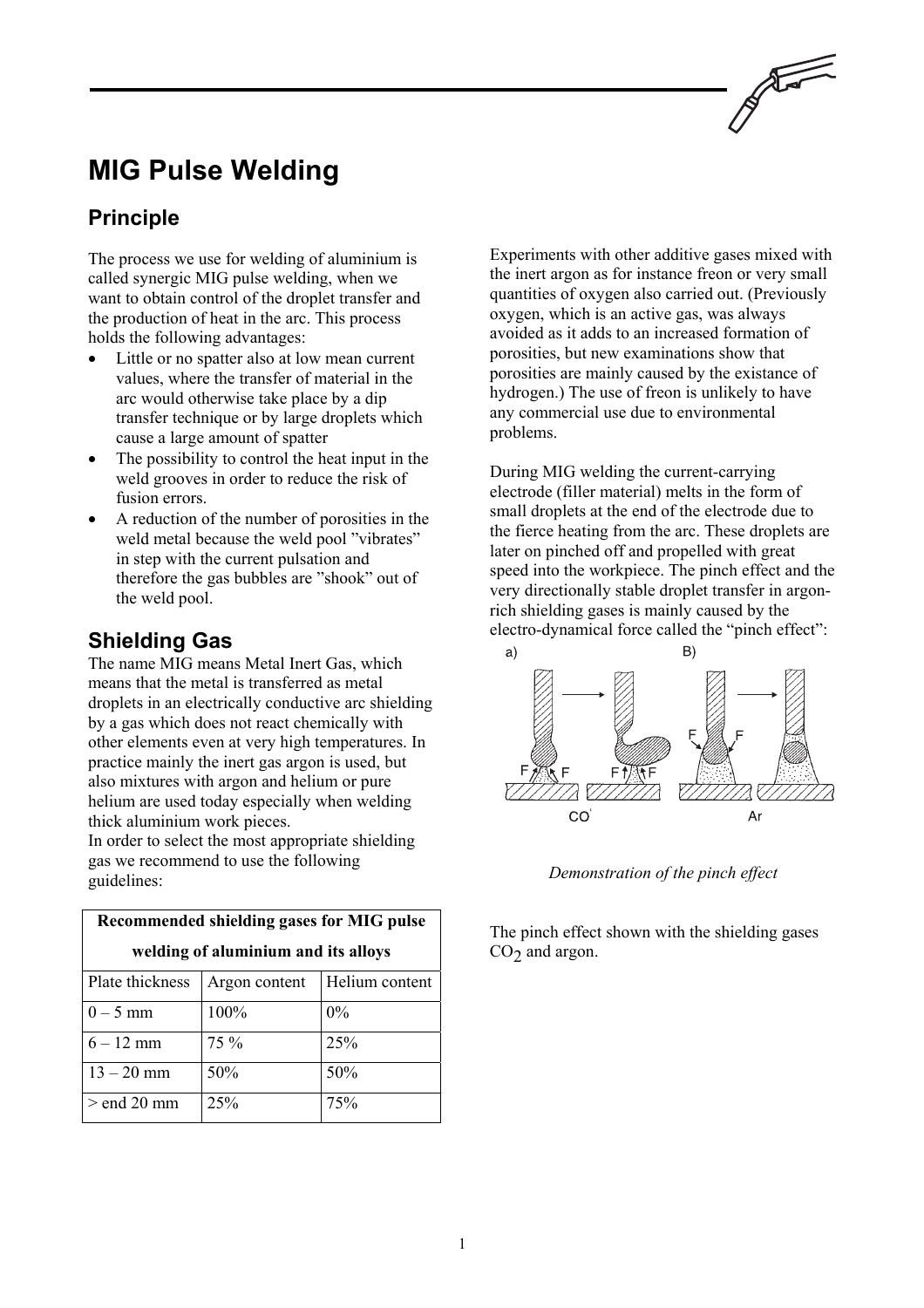# MIG Pulse Welding

## Principle

The process we use for welding of aluminium is called synergic MIG pulse welding, when we want to obtain control of the droplet transfer and the production of heat in the arc. This process holds the following advantages:

- Little or no spatter also at low mean current values, where the transfer of material in the arc would otherwise take place by a dip transfer technique or by large droplets which cause a large amount of spatter
- The possibility to control the heat input in the weld grooves in order to reduce the risk of fusion errors.
- A reduction of the number of porosities in the weld metal because the weld pool "vibrates" in step with the current pulsation and therefore the gas bubbles are "shook" out of the weld pool.

## Shielding Gas

The name MIG means Metal Inert Gas, which means that the metal is transferred as metal droplets in an electrically conductive arc shielding by a gas which does not react chemically with other elements even at very high temperatures. In practice mainly the inert gas argon is used, but also mixtures with argon and helium or pure helium are used today especially when welding thick aluminium work pieces.
In order to select the most appropriate shielding gas we recommend to use the following guidelines:

| Recommended shielding gases for MIG pulse welding of aluminium and its alloys | | |
|---|---|---|
| Plate thickness | Argon content | Helium content |
| 0 – 5 mm | 100% | 0% |
| 6 – 12 mm | 75 % | 25% |
| 13 – 20 mm | 50% | 50% |
| > end 20 mm | 25% | 75% |

Experiments with other additive gases mixed with the inert argon as for instance freon or very small quantities of oxygen also carried out. (Previously oxygen, which is an active gas, was always avoided as it adds to an increased formation of porosities, but new examinations show that porosities are mainly caused by the existance of hydrogen.) The use of freon is unlikely to have any commercial use due to environmental problems.

During MIG welding the current-carrying electrode (filler material) melts in the form of small droplets at the end of the electrode due to the fierce heating from the arc. These droplets are later on pinched off and propelled with great speed into the workpiece. The pinch effect and the very directionally stable droplet transfer in argon-rich shielding gases is mainly caused by the electro-dynamical force called the "pinch effect":

*Demonstration of the pinch effect*

The pinch effect shown with the shielding gases $CO_2$ and argon.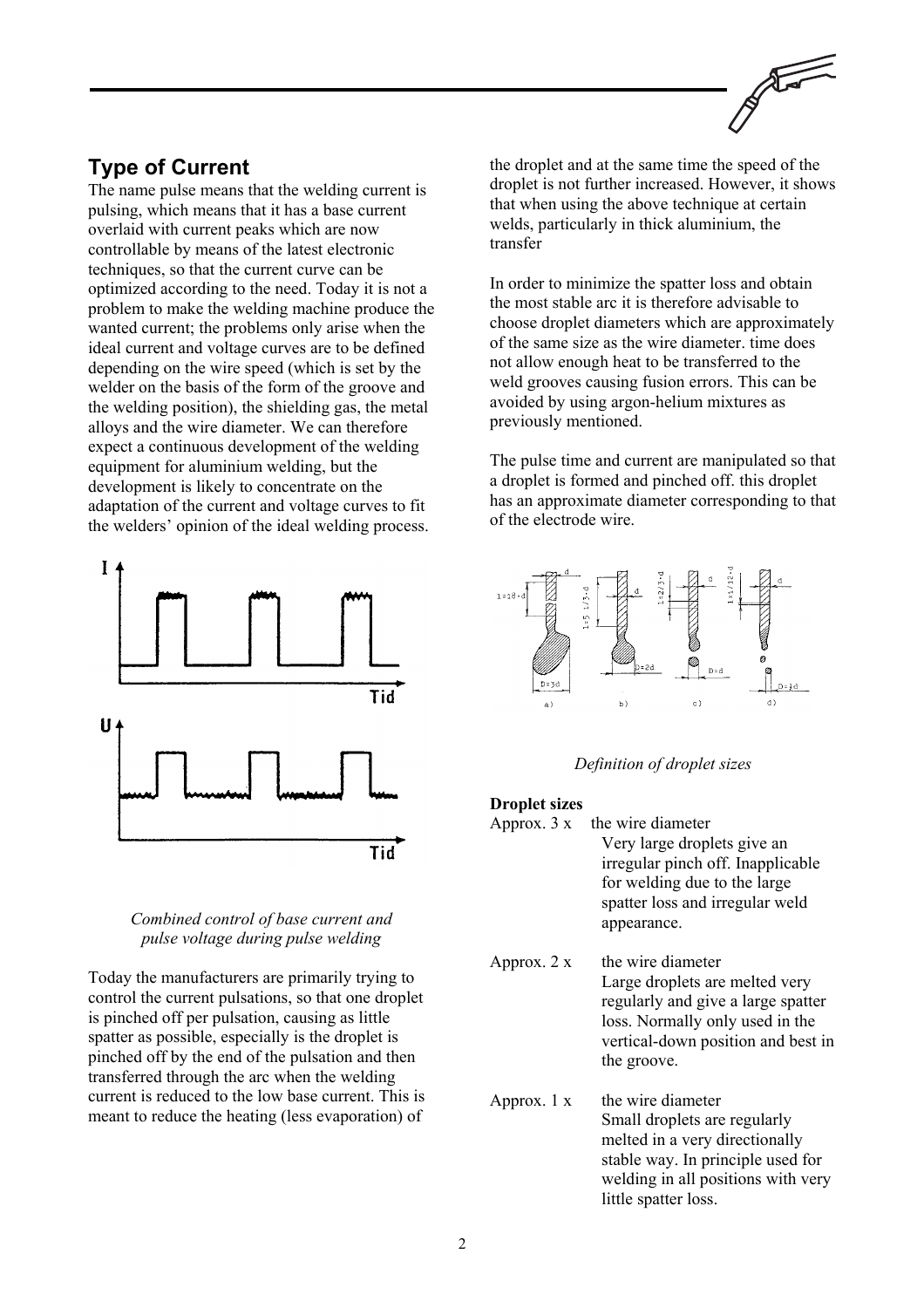## Type of Current

The name pulse means that the welding current is pulsing, which means that it has a base current overlaid with current peaks which are now controllable by means of the latest electronic techniques, so that the current curve can be optimized according to the need. Today it is not a problem to make the welding machine produce the wanted current; the problems only arise when the ideal current and voltage curves are to be defined depending on the wire speed (which is set by the welder on the basis of the form of the groove and the welding position), the shielding gas, the metal alloys and the wire diameter. We can therefore expect a continuous development of the welding equipment for aluminium welding, but the development is likely to concentrate on the adaptation of the current and voltage curves to fit the welders' opinion of the ideal welding process.

*Combined control of base current and pulse voltage during pulse welding*

Today the manufacturers are primarily trying to control the current pulsations, so that one droplet is pinched off per pulsation, causing as little spatter as possible, especially is the droplet is pinched off by the end of the pulsation and then transferred through the arc when the welding current is reduced to the low base current. This is meant to reduce the heating (less evaporation) of the droplet and at the same time the speed of the droplet is not further increased. However, it shows that when using the above technique at certain welds, particularly in thick aluminium, the transfer

In order to minimize the spatter loss and obtain the most stable arc it is therefore advisable to choose droplet diameters which are approximately of the same size as the wire diameter. time does not allow enough heat to be transferred to the weld grooves causing fusion errors. This can be avoided by using argon-helium mixtures as previously mentioned.

The pulse time and current are manipulated so that a droplet is formed and pinched off. this droplet has an approximate diameter corresponding to that of the electrode wire.

*Definition of droplet sizes*

**Droplet sizes**

Approx. 3 x the wire diameter
Very large droplets give an irregular pinch off. Inapplicable for welding due to the large spatter loss and irregular weld appearance.

Approx. 2 x the wire diameter
Large droplets are melted very regularly and give a large spatter loss. Normally only used in the vertical-down position and best in the groove.

Approx. 1 x the wire diameter
Small droplets are regularly melted in a very directionally stable way. In principle used for welding in all positions with very little spatter loss.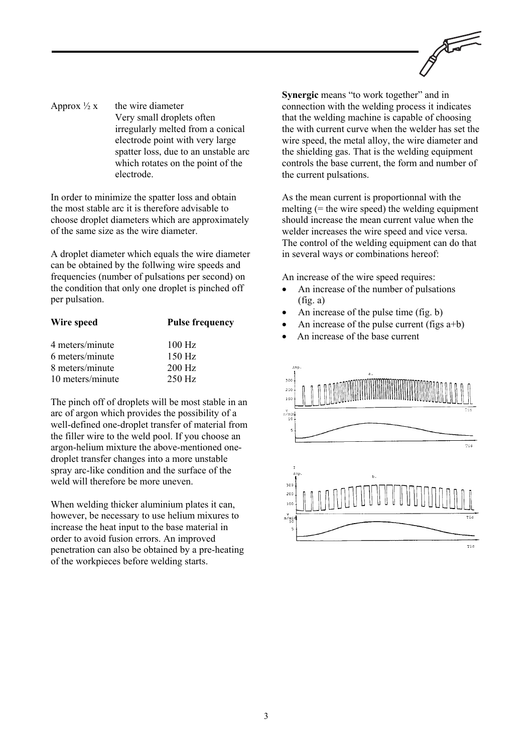Approx ½ x the wire diameter
Very small droplets often irregularly melted from a conical electrode point with very large spatter loss, due to an unstable arc which rotates on the point of the electrode.

In order to minimize the spatter loss and obtain the most stable arc it is therefore advisable to choose droplet diameters which are approximately of the same size as the wire diameter.

A droplet diameter which equals the wire diameter can be obtained by the follwing wire speeds and frequencies (number of pulsations per second) on the condition that only one droplet is pinched off per pulsation.

| Wire speed | Pulse frequency |
|---|---|
| 4 meters/minute | 100 Hz |
| 6 meters/minute | 150 Hz |
| 8 meters/minute | 200 Hz |
| 10 meters/minute | 250 Hz |

The pinch off of droplets will be most stable in an arc of argon which provides the possibility of a well-defined one-droplet transfer of material from the filler wire to the weld pool. If you choose an argon-helium mixture the above-mentioned one-droplet transfer changes into a more unstable spray arc-like condition and the surface of the weld will therefore be more uneven.

When welding thicker aluminium plates it can, however, be necessary to use helium mixures to increase the heat input to the base material in order to avoid fusion errors. An improved penetration can also be obtained by a pre-heating of the workpieces before welding starts.

**Synergic** means "to work together" and in connection with the welding process it indicates that the welding machine is capable of choosing the with current curve when the welder has set the wire speed, the metal alloy, the wire diameter and the shielding gas. That is the welding equipment controls the base current, the form and number of the current pulsations.

As the mean current is proportionnal with the melting (= the wire speed) the welding equipment should increase the mean current value when the welder increases the wire speed and vice versa. The control of the welding equipment can do that in several ways or combinations hereof:

An increase of the wire speed requires:

- An increase of the number of pulsations (fig. a)
- An increase of the pulse time (fig. b)
- An increase of the pulse current (figs a+b)
- An increase of the base current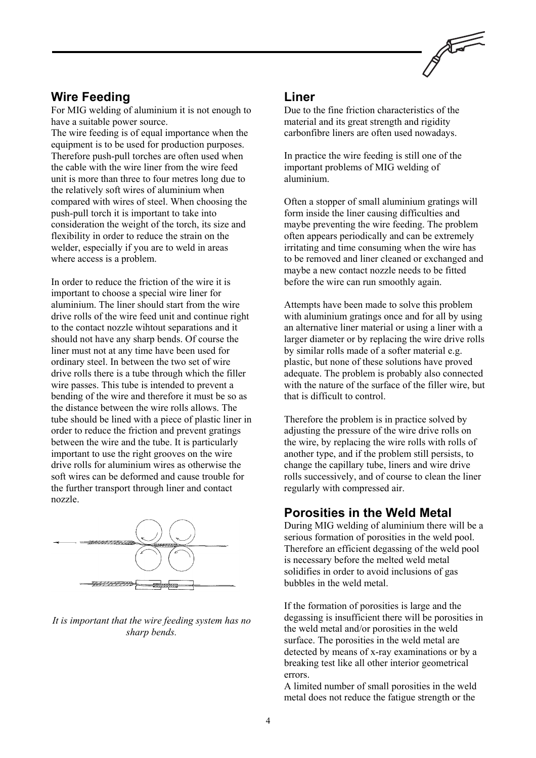## Wire Feeding

For MIG welding of aluminium it is not enough to have a suitable power source.
The wire feeding is of equal importance when the equipment is to be used for production purposes. Therefore push-pull torches are often used when the cable with the wire liner from the wire feed unit is more than three to four metres long due to the relatively soft wires of aluminium when compared with wires of steel. When choosing the push-pull torch it is important to take into consideration the weight of the torch, its size and flexibility in order to reduce the strain on the welder, especially if you are to weld in areas where access is a problem.

In order to reduce the friction of the wire it is important to choose a special wire liner for aluminium. The liner should start from the wire drive rolls of the wire feed unit and continue right to the contact nozzle wihtout separations and it should not have any sharp bends. Of course the liner must not at any time have been used for ordinary steel. In between the two set of wire drive rolls there is a tube through which the filler wire passes. This tube is intended to prevent a bending of the wire and therefore it must be so as the distance between the wire rolls allows. The tube should be lined with a piece of plastic liner in order to reduce the friction and prevent gratings between the wire and the tube. It is particularly important to use the right grooves on the wire drive rolls for aluminium wires as otherwise the soft wires can be deformed and cause trouble for the further transport through liner and contact nozzle.

*It is important that the wire feeding system has no sharp bends.*

## Liner

Due to the fine friction characteristics of the material and its great strength and rigidity carbonfibre liners are often used nowadays.

In practice the wire feeding is still one of the important problems of MIG welding of aluminium.

Often a stopper of small aluminium gratings will form inside the liner causing difficulties and maybe preventing the wire feeding. The problem often appears periodically and can be extremely irritating and time consuming when the wire has to be removed and liner cleaned or exchanged and maybe a new contact nozzle needs to be fitted before the wire can run smoothly again.

Attempts have been made to solve this problem with aluminium gratings once and for all by using an alternative liner material or using a liner with a larger diameter or by replacing the wire drive rolls by similar rolls made of a softer material e.g. plastic, but none of these solutions have proved adequate. The problem is probably also connected with the nature of the surface of the filler wire, but that is difficult to control.

Therefore the problem is in practice solved by adjusting the pressure of the wire drive rolls on the wire, by replacing the wire rolls with rolls of another type, and if the problem still persists, to change the capillary tube, liners and wire drive rolls successively, and of course to clean the liner regularly with compressed air.

## Porosities in the Weld Metal

During MIG welding of aluminium there will be a serious formation of porosities in the weld pool. Therefore an efficient degassing of the weld pool is necessary before the melted weld metal solidifies in order to avoid inclusions of gas bubbles in the weld metal.

If the formation of porosities is large and the degassing is insufficient there will be porosities in the weld metal and/or porosities in the weld surface. The porosities in the weld metal are detected by means of x-ray examinations or by a breaking test like all other interior geometrical errors.
A limited number of small porosities in the weld metal does not reduce the fatigue strength or the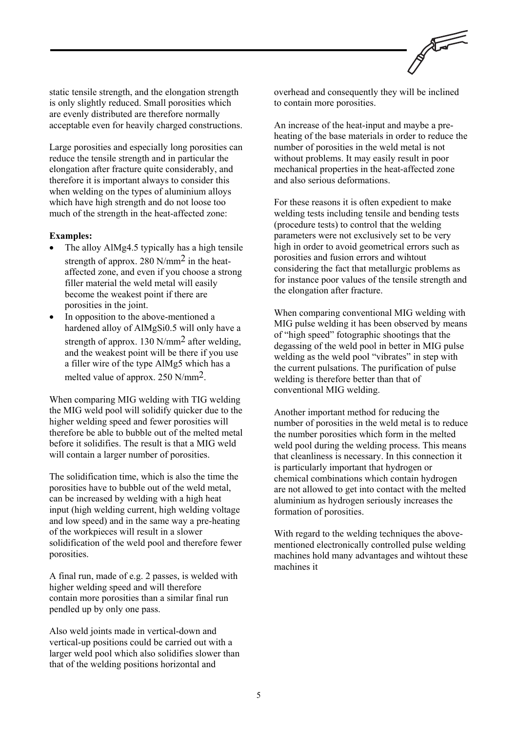static tensile strength, and the elongation strength is only slightly reduced. Small porosities which are evenly distributed are therefore normally acceptable even for heavily charged constructions.

Large porosities and especially long porosities can reduce the tensile strength and in particular the elongation after fracture quite considerably, and therefore it is important always to consider this when welding on the types of aluminium alloys which have high strength and do not loose too much of the strength in the heat-affected zone:

**Examples:**

- The alloy AlMg4.5 typically has a high tensile strength of approx. 280 N/mm$^2$ in the heat-affected zone, and even if you choose a strong filler material the weld metal will easily become the weakest point if there are porosities in the joint.
- In opposition to the above-mentioned a hardened alloy of AlMgSi0.5 will only have a strength of approx. 130 N/mm$^2$ after welding, and the weakest point will be there if you use a filler wire of the type AlMg5 which has a melted value of approx. 250 N/mm$^2$.

When comparing MIG welding with TIG welding the MIG weld pool will solidify quicker due to the higher welding speed and fewer porosities will therefore be able to bubble out of the melted metal before it solidifies. The result is that a MIG weld will contain a larger number of porosities.

The solidification time, which is also the time the porosities have to bubble out of the weld metal, can be increased by welding with a high heat input (high welding current, high welding voltage and low speed) and in the same way a pre-heating of the workpieces will result in a slower solidification of the weld pool and therefore fewer porosities.

A final run, made of e.g. 2 passes, is welded with higher welding speed and will therefore contain more porosities than a similar final run pendled up by only one pass.

Also weld joints made in vertical-down and vertical-up positions could be carried out with a larger weld pool which also solidifies slower than that of the welding positions horizontal and overhead and consequently they will be inclined to contain more porosities.

An increase of the heat-input and maybe a pre-heating of the base materials in order to reduce the number of porosities in the weld metal is not without problems. It may easily result in poor mechanical properties in the heat-affected zone and also serious deformations.

For these reasons it is often expedient to make welding tests including tensile and bending tests (procedure tests) to control that the welding parameters were not exclusively set to be very high in order to avoid geometrical errors such as porosities and fusion errors and wihtout considering the fact that metallurgic problems as for instance poor values of the tensile strength and the elongation after fracture.

When comparing conventional MIG welding with MIG pulse welding it has been observed by means of "high speed" fotographic shootings that the degassing of the weld pool in better in MIG pulse welding as the weld pool "vibrates" in step with the current pulsations. The purification of pulse welding is therefore better than that of conventional MIG welding.

Another important method for reducing the number of porosities in the weld metal is to reduce the number porosities which form in the melted weld pool during the welding process. This means that cleanliness is necessary. In this connection it is particularly important that hydrogen or chemical combinations which contain hydrogen are not allowed to get into contact with the melted aluminium as hydrogen seriously increases the formation of porosities.

With regard to the welding techniques the above-mentioned electronically controlled pulse welding machines hold many advantages and wihtout these machines it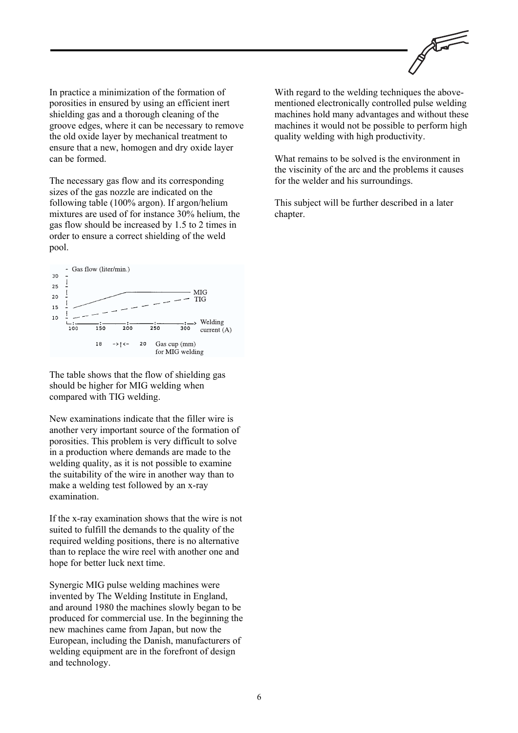In practice a minimization of the formation of porosities in ensured by using an efficient inert shielding gas and a thorough cleaning of the groove edges, where it can be necessary to remove the old oxide layer by mechanical treatment to ensure that a new, homogen and dry oxide layer can be formed.

The necessary gas flow and its corresponding sizes of the gas nozzle are indicated on the following table (100% argon). If argon/helium mixtures are used of for instance 30% helium, the gas flow should be increased by 1.5 to 2 times in order to ensure a correct shielding of the weld pool.

Gas flow (liter/min.)

30
25
20
15
10

MIG
TIG

100 150 200 250 300

Welding current (A)

18 ->|<- 20 Gas cup (mm) for MIG welding

The table shows that the flow of shielding gas should be higher for MIG welding when compared with TIG welding.

New examinations indicate that the filler wire is another very important source of the formation of porosities. This problem is very difficult to solve in a production where demands are made to the welding quality, as it is not possible to examine the suitability of the wire in another way than to make a welding test followed by an x-ray examination.

If the x-ray examination shows that the wire is not suited to fulfill the demands to the quality of the required welding positions, there is no alternative than to replace the wire reel with another one and hope for better luck next time.

Synergic MIG pulse welding machines were invented by The Welding Institute in England, and around 1980 the machines slowly began to be produced for commercial use. In the beginning the new machines came from Japan, but now the European, including the Danish, manufacturers of welding equipment are in the forefront of design and technology.

With regard to the welding techniques the above-mentioned electronically controlled pulse welding machines hold many advantages and without these machines it would not be possible to perform high quality welding with high productivity.

What remains to be solved is the environment in the viscinity of the arc and the problems it causes for the welder and his surroundings.

This subject will be further described in a later chapter.